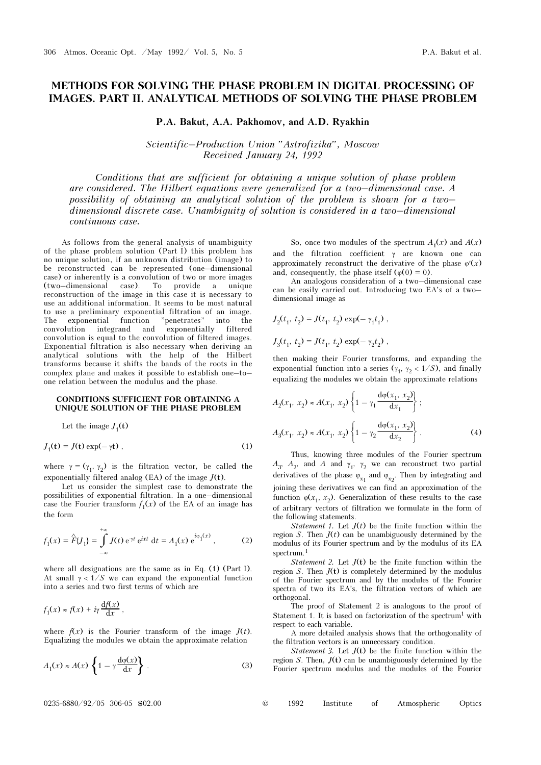# METHODS FOR SOLVING THE PHASE PROBLEM IN DIGITAL PROCESSING OF IMAGES. PART II. ANALYTICAL METHODS OF SOLVING THE PHASE PROBLEM

**P.A. Bakut, A.A. Pakhomov, and A.D. Ryakhin**

*Scientific–Production Union "Astrofizika", Moscow*
*Received January 24, 1992*

*Conditions that are sufficient for obtaining a unique solution of phase problem are considered. The Hilbert equations were generalized for a two–dimensional case. A possibility of obtaining an analytical solution of the problem is shown for a two–dimensional discrete case. Unambiguity of solution is considered in a two–dimensional continuous case.*

As follows from the general analysis of unambiguity of the phase problem solution (Part I) this problem has no unique solution, if an unknown distribution (image) to be reconstructed can be represented (one–dimensional case) or inherently is a convolution of two or more images (two–dimensional case). To provide a unique reconstruction of the image in this case it is necessary to use an additional information. It seems to be most natural to use a preliminary exponential filtration of an image. The exponential function "penetrates" into the convolution integrand and exponentially filtered convolution is equal to the convolution of filtered images. Exponential filtration is also necessary when deriving an analytical solutions with the help of the Hilbert transforms because it shifts the bands of the roots in the complex plane and makes it possible to establish one–to–one relation between the modulus and the phase.

### CONDITIONS SUFFICIENT FOR OBTAINING A UNIQUE SOLUTION OF THE PHASE PROBLEM

Let the image $J_1(\mathbf{t})$

$$J_1(\mathbf{t}) = J(\mathbf{t}) \exp(-\gamma \mathbf{t}) , \tag{1}$$

where $\gamma = (\gamma_1, \gamma_2)$ is the filtration vector, be called the exponentially filtered analog (EA) of the image $J(\mathbf{t})$.

Let us consider the simplest case to demonstrate the possibilities of exponential filtration. In a one–dimensional case the Fourier transform $f_1(x)$ of the EA of an image has the form

$$f_1(x) = \hat{F}\{J_1\} = \int\limits_{-\infty}^{+\infty} J(t)\, \mathrm{e}^{-\gamma t}\, \mathrm{e}^{ixt}\, \mathrm{d}t = A_1(x)\, \mathrm{e}^{i\varphi_1(x)} , \tag{2}$$

where all designations are the same as in Eq. (1) (Part I). At small $\gamma < 1/S$ we can expand the exponential function into a series and two first terms of which are

$$f_1(x) \approx f(x) + i\gamma \frac{\mathrm{d}f(x)}{\mathrm{d}x} ,$$

where $f(x)$ is the Fourier transform of the image $J(t)$. Equalizing the modules we obtain the approximate relation

$$A_1(x) \approx A(x) \left\{ 1 - \gamma \frac{\mathrm{d}\varphi(x)}{\mathrm{d}x} \right\} . \tag{3}$$

So, once two modules of the spectrum $A_1(x)$ and $A(x)$ and the filtration coefficient $\gamma$ are known one can approximately reconstruct the derivative of the phase $\varphi'(x)$ and, consequently, the phase itself ($\varphi(0) = 0$).

An analogous consideration of a two–dimensional case can be easily carried out. Introducing two EA's of a two–dimensional image as

$$J_2(t_1, t_2) = J(t_1, t_2) \exp(-\gamma_1 t_1) ,$$

$$J_3(t_1, t_2) = J(t_1, t_2) \exp(-\gamma_2 t_2) ,$$

then making their Fourier transforms, and expanding the exponential function into a series ($\gamma_1$, $\gamma_2 < 1/S$), and finally equalizing the modules we obtain the approximate relations

$$A_2(x_1, x_2) \approx A(x_1, x_2) \left\{ 1 - \gamma_1 \frac{\mathrm{d}\varphi(x_1, x_2)}{\mathrm{d}x_1} \right\} ;$$

$$A_3(x_1, x_2) \approx A(x_1, x_2) \left\{ 1 - \gamma_2 \frac{\mathrm{d}\varphi(x_1, x_2)}{\mathrm{d}x_2} \right\} . \tag{4}$$

Thus, knowing three modules of the Fourier spectrum $A_3$, $A_2$, and $A$ and $\gamma_1$, $\gamma_2$ we can reconstruct two partial derivatives of the phase $\varphi_{x_1}$ and $\varphi_{x_2}$. Then by integrating and joining these derivatives we can find an approximation of the function $\varphi(x_1, x_2)$. Generalization of these results to the case of arbitrary vectors of filtration we formulate in the form of the following statements.

*Statement 1.* Let $J(t)$ be the finite function within the region $S$. Then $J(t)$ can be unambiguously determined by the modulus of its Fourier spectrum and by the modulus of its EA spectrum.[1]

*Statement 2.* Let $J(\mathbf{t})$ be the finite function within the region $S$. Then $J(\mathbf{t})$ is completely determined by the modulus of the Fourier spectrum and by the modules of the Fourier spectra of two its EA's, the filtration vectors of which are orthogonal.

The proof of Statement 2 is analogous to the proof of Statement 1. It is based on factorization of the spectrum[1] with respect to each variable.

A more detailed analysis shows that the orthogonality of the filtration vectors is an unnecessary condition.

*Statement 3.* Let $J(\mathbf{t})$ be the finite function within the region $S$. Then, $J(\mathbf{t})$ can be unambiguously determined by the Fourier spectrum modulus and the modules of the Fourier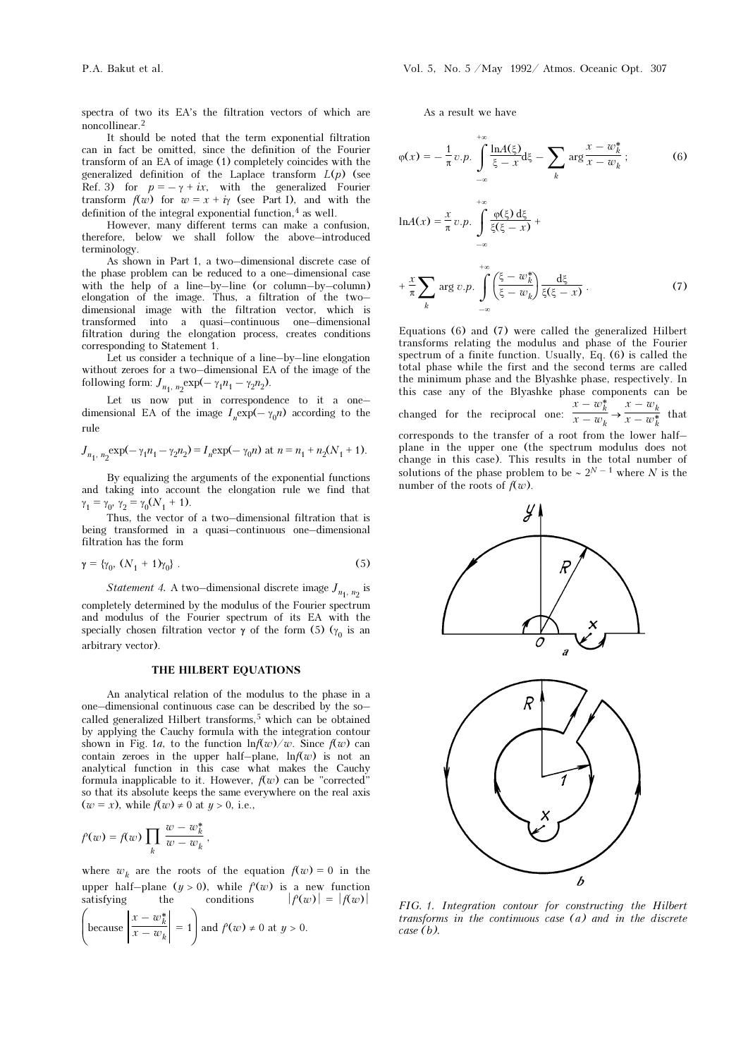spectra of two its EA's the filtration vectors of which are noncollinear.[2]

It should be noted that the term exponential filtration can in fact be omitted, since the definition of the Fourier transform of an EA of image (1) completely coincides with the generalized definition of the Laplace transform $L(p)$ (see Ref. 3) for $p = -\gamma + ix$, with the generalized Fourier transform $f(w)$ for $w = x + i\gamma$ (see Part I), and with the definition of the integral exponential function,[4] as well.

However, many different terms can make a confusion, therefore, below we shall follow the above–introduced terminology.

As shown in Part 1, a two–dimensional discrete case of the phase problem can be reduced to a one–dimensional case with the help of a line–by–line (or column–by–column) elongation of the image. Thus, a filtration of the two–dimensional image with the filtration vector, which is transformed into a quasi–continuous one–dimensional filtration during the elongation process, creates conditions corresponding to Statement 1.

Let us consider a technique of a line–by–line elongation without zeroes for a two–dimensional EA of the image of the following form: $J_{n_1, n_2}\exp(-\gamma_1 n_1 - \gamma_2 n_2)$.

Let us now put in correspondence to it a one–dimensional EA of the image $I_n\exp(-\gamma_0 n)$ according to the rule

$$J_{n_1, n_2}\exp(-\gamma_1 n_1 - \gamma_2 n_2) = I_n\exp(-\gamma_0 n) \text{ at } n = n_1 + n_2(N_1 + 1).$$

By equalizing the arguments of the exponential functions and taking into account the elongation rule we find that $\gamma_1 = \gamma_0$, $\gamma_2 = \gamma_0(N_1 + 1)$.

Thus, the vector of a two–dimensional filtration that is being transformed in a quasi–continuous one–dimensional filtration has the form

$$\gamma = \{\gamma_0,\ (N_1 + 1)\gamma_0\}\ . \tag{5}$$

*Statement 4.* A two–dimensional discrete image $J_{n_1, n_2}$ is completely determined by the modulus of the Fourier spectrum and modulus of the Fourier spectrum of its EA with the specially chosen filtration vector $\gamma$ of the form (5) ($\gamma_0$ is an arbitrary vector).

## THE HILBERT EQUATIONS

An analytical relation of the modulus to the phase in a one–dimensional continuous case can be described by the so–called generalized Hilbert transforms,[5] which can be obtained by applying the Cauchy formula with the integration contour shown in Fig. 1*a*, to the function $\ln f(w)/w$. Since $f(w)$ can contain zeroes in the upper half–plane, $\ln f(w)$ is not an analytical function in this case what makes the Cauchy formula inapplicable to it. However, $f(w)$ can be "corrected" so that its absolute keeps the same everywhere on the real axis ($w = x$), while $f(w) \neq 0$ at $y > 0$, i.e.,

$$f'(w) = f(w)\prod_k \frac{w - w_k^*}{w - w_k}\ ,$$

where $w_k$ are the roots of the equation $f(w) = 0$ in the upper half–plane ($y > 0$), while $f'(w)$ is a new function satisfying the conditions $|f'(w)| = |f(w)|$ $\left(\text{because } \left|\dfrac{x - w_k^*}{x - w_k}\right| = 1\right)$ and $f'(w) \neq 0$ at $y > 0$.

As a result we have

$$\varphi(x) = -\frac{1}{\pi}\, v.p. \int_{-\infty}^{+\infty} \frac{\ln A(\xi)}{\xi - x}\mathrm{d}\xi - \sum_k \arg\frac{x - w_k^*}{x - w_k}\ ; \tag{6}$$

$$\ln A(x) = \frac{x}{\pi}\, v.p. \int_{-\infty}^{+\infty} \frac{\varphi(\xi)\,\mathrm{d}\xi}{\xi(\xi - x)} +$$

$$+ \frac{x}{\pi}\sum_k \arg v.p. \int_{-\infty}^{+\infty} \left(\frac{\xi - w_k^*}{\xi - w_k}\right)\frac{\mathrm{d}\xi}{\xi(\xi - x)}\ . \tag{7}$$

Equations (6) and (7) were called the generalized Hilbert transforms relating the modulus and phase of the Fourier spectrum of a finite function. Usually, Eq. (6) is called the total phase while the first and the second terms are called the minimum phase and the Blyashke phase, respectively. In this case any of the Blyashke phase components can be changed for the reciprocal one: $\dfrac{x - w_k^*}{x - w_k} \to \dfrac{x - w_k}{x - w_k^*}$ that corresponds to the transfer of a root from the lower half–plane in the upper one (the spectrum modulus does not change in this case). This results in the total number of solutions of the phase problem to be $\sim 2^{N-1}$ where $N$ is the number of the roots of $f(w)$.

*FIG. 1. Integration contour for constructing the Hilbert transforms in the continuous case (a) and in the discrete case (b).*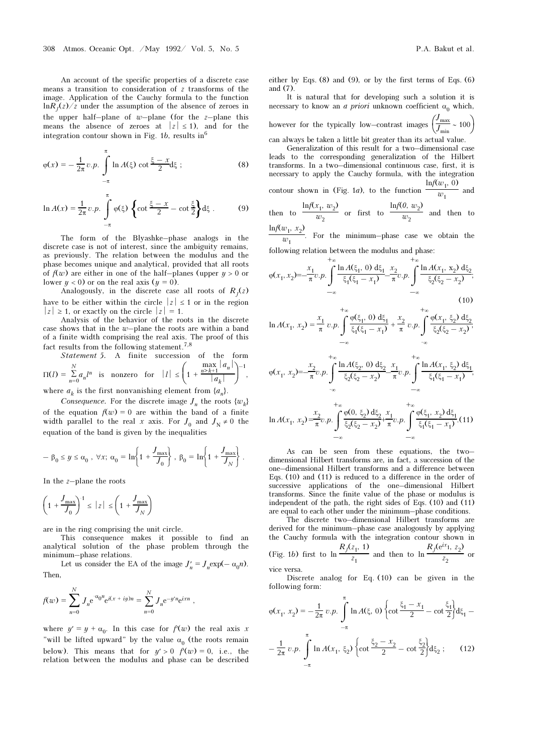An account of the specific properties of a discrete case means a transition to consideration of $z$ transforms of the image. Application of the Cauchy formula to the function $\ln R_f(z)/z$ under the assumption of the absence of zeroes in the upper half–plane of $w$–plane (for the $z$–plane this means the absence of zeroes at $|z| \le 1$), and for the integration contour shown in Fig. 1$b$, results in[6]

$$\varphi(x) = -\frac{1}{2\pi} v.p. \int_{-\pi}^{\pi} \ln A(\xi) \cot \frac{\xi - x}{2} d\xi \; ; \tag{8}$$

$$\ln A(x) = \frac{1}{2\pi} v.p. \int_{-\pi}^{\pi} \varphi(\xi) \left\{ \cot \frac{\xi - x}{2} - \cot \frac{\xi}{2} \right\} d\xi \; . \tag{9}$$

The form of the Blyashke–phase analogs in the discrete case is not of interest, since the ambiguity remains, as previously. The relation between the modulus and the phase becomes unique and analytical, provided that all roots of $f(w)$ are either in one of the half–planes (upper $y > 0$ or lower $y < 0$) or on the real axis ($y = 0$).

Analogously, in the discrete case all roots of $R_f(z)$ have to be either within the circle $|z| \le 1$ or in the region $|z| \ge 1$, or exactly on the circle $|z| = 1$.

Analysis of the behavior of the roots in the discrete case shows that in the $w$–plane the roots are within a band of a finite width comprising the real axis. The proof of this fact results from the following statement.[7,8]

*Statement 5.* A finite succession of the form $\Pi(l) = \sum\limits_{n=0}^{N} a_n l^n$ is nonzero for $|l| \le \left( 1 + \frac{\max\limits_{n > k+1} |a_n|}{|a_k|} \right)^{-1}$, where $a_k$ is the first nonvanishing element from $\{a_n\}$.

*Consequence.* For the discrete image $J_n$ the roots $\{w_k\}$ of the equation $f(w) = 0$ are within the band of a finite width parallel to the real $x$ axis. For $J_0$ and $J_N \ne 0$ the equation of the band is given by the inequalities

$$-\beta_0 \le y \le \alpha_0 \; , \; \forall x; \; \alpha_0 = \ln\left\{ 1 + \frac{J_{\max}}{J_0} \right\} , \; \beta_0 = \ln\left\{ 1 + \frac{J_{\max}}{J_N} \right\} .$$

In the $z$–plane the roots

$$\left( 1 + \frac{J_{\max}}{J_0} \right)^{-1} \le |z| \le \left( 1 + \frac{J_{\max}}{J_N} \right)$$

are in the ring comprising the unit circle.

This consequence makes it possible to find an analytical solution of the phase problem through the minimum–phase relations.

Let us consider the EA of the image $J'_n = J_n \exp(-\alpha_0 n)$. Then,

$$f(w) = \sum_{n=0}^{N} J_n e^{-\alpha_0 n} e^{i(x + iy)n} = \sum_{n=0}^{N} J_n e^{-y' n} e^{ixn} \; ,$$

where $y' = y + \alpha_0$. In this case for $f'(w)$ the real axis $x$ "will be lifted upward" by the value $\alpha_0$ (the roots remain below). This means that for $y' > 0$ $f'(w) = 0$, i.e., the relation between the modulus and phase can be described either by Eqs. (8) and (9), or by the first terms of Eqs. (6) and (7).

It is natural that for developing such a solution it is necessary to know an *a priori* unknown coefficient $\alpha_0$ which, however for the typically low–contrast images $\left( \frac{J_{\max}}{J_{\min}} \sim 100 \right)$ can always be taken a little bit greater than its actual value.

Generalization of this result for a two–dimensional case leads to the corresponding generalization of the Hilbert transforms. In a two–dimensional continuous case, first, it is necessary to apply the Cauchy formula, with the integration contour shown in (Fig. 1$a$), to the function $\frac{\ln f(w_1, 0)}{w_1}$ and then to $\frac{\ln f(x_1, w_2)}{w_2}$ or first to $\frac{\ln f(0, w_2)}{w_2}$ and then to $\frac{\ln f(w_1, x_2)}{w_1}$. For the minimum–phase case we obtain the following relation between the modulus and phase:

$$\varphi(x_1, x_2) = -\frac{x_1}{\pi} v.p. \int_{-\infty}^{+\infty} \frac{\ln A(\xi_1, 0) \, d\xi_1}{\xi_1(\xi_1 - x_1)} - \frac{x_2}{\pi} v.p. \int_{-\infty}^{+\infty} \frac{\ln A(x_1, x_2) \, d\xi_2}{\xi_2(\xi_2 - x_2)} ;$$
$$\tag{10}$$

$$\ln A(x_1, x_2) = \frac{x_1}{\pi} v.p. \int_{-\infty}^{+\infty} \frac{\varphi(\xi_1, 0) \, d\xi_1}{\xi_1(\xi_1 - x_1)} + \frac{x_2}{\pi} v.p. \int_{-\infty}^{+\infty} \frac{\varphi(x_1, \xi_2) \, d\xi_2}{\xi_2(\xi_2 - x_2)} ;$$

$$\varphi(x_1, x_2) = -\frac{x_2}{\pi} v.p. \int_{-\infty}^{+\infty} \frac{\ln A(\xi_2, 0) \, d\xi_2}{\xi_2(\xi_2 - x_2)} - \frac{x_1}{\pi} v.p. \int_{-\infty}^{+\infty} \frac{\ln A(x_1, \xi_2) \, d\xi_1}{\xi_1(\xi_1 - x_1)} ;$$

$$\ln A(x_1, x_2) = \frac{x_2}{\pi} v.p. \int_{-\infty}^{+\infty} \frac{\varphi(0, \xi_2) \, d\xi_2}{\xi_2(\xi_2 - x_2)} + \frac{x_1}{\pi} v.p. \int_{-\infty}^{+\infty} \frac{\varphi(\xi_1, x_2) \, d\xi_1}{\xi_1(\xi_1 - x_1)} . \tag{11}$$

As can be seen from these equations, the two–dimensional Hilbert transforms are, in fact, a succession of the one–dimensional Hilbert transforms and a difference between Eqs. (10) and (11) is reduced to a difference in the order of successive applications of the one–dimensional Hilbert transforms. Since the finite value of the phase or modulus is independent of the path, the right sides of Eqs. (10) and (11) are equal to each other under the minimum–phase conditions.

The discrete two–dimensional Hilbert transforms are derived for the minimum–phase case analogously by applying the Cauchy formula with the integration contour shown in (Fig. 1$b$) first to $\ln \frac{R_f(z_1, 1)}{z_1}$ and then to $\ln \frac{R_f(e^{ix_1}, z_2)}{z_2}$ or vice versa.

Discrete analog for Eq. (10) can be given in the following form:

$$\varphi(x_1, x_2) = -\frac{1}{2\pi} v.p. \int_{-\pi}^{\pi} \ln A(\xi, 0) \left\{ \cot \frac{\xi_1 - x_1}{2} - \cot \frac{\xi_1}{2} \right\} d\xi_1 -$$

$$- \frac{1}{2\pi} v.p. \int_{-\pi}^{\pi} \ln A(x_1, \xi_2) \left\{ \cot \frac{\xi_2 - x_2}{2} - \cot \frac{\xi_2}{2} \right\} d\xi_2 \; ; \tag{12}$$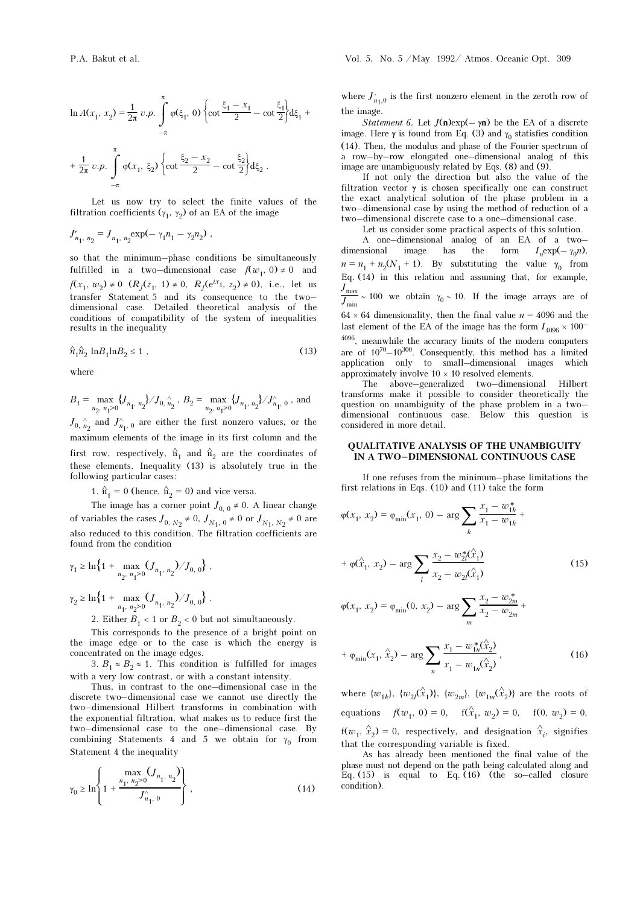$$\ln A(x_1, x_2) = \frac{1}{2\pi}\, v.p. \int_{-\pi}^{\pi} \varphi(\xi_1, 0) \left\{\cot\frac{\xi_1 - x_1}{2} - \cot\frac{\xi_1}{2}\right\} d\xi_1 +$$

$$+ \frac{1}{2\pi}\, v.p. \int_{-\pi}^{\pi} \varphi(x_1, \xi_2) \left\{\cot\frac{\xi_2 - x_2}{2} - \cot\frac{\xi_2}{2}\right\} d\xi_2 .$$

Let us now try to select the finite values of the filtration coefficients $(\gamma_1, \gamma_2)$ of an EA of the image

$$J'_{n_1,\, n_2} = J_{n_1,\, n_2} \exp(-\gamma_1 n_1 - \gamma_2 n_2) ,$$

so that the minimum–phase conditions be simultaneously fulfilled in a two–dimensional case $f(w_1, 0) \neq 0$ and $f(x_1, w_2) \neq 0$ $(R_J(z_1, 1) \neq 0,\ R_J(e^{ix_1}, z_2) \neq 0)$, i.e., let us transfer Statement 5 and its consequence to the two–dimensional case. Detailed theoretical analysis of the conditions of compatibility of the system of inequalities results in the inequality

$$\hat{n}_1 \hat{n}_2 \ln B_1 \ln B_2 \leq 1 , \tag{13}$$

where

$B_1 = \max\limits_{n_2,\, n_1 > 0} \{J_{n_1,\, n_2}\} / J_{0,\, \hat{n}_2}$, $B_2 = \max\limits_{n_2,\, n_1 > 0} \{J_{n_1,\, n_2}\} / J_{\hat{n}_1,\, 0}$, and $J_{0,\, \hat{n}_2}$ and $J_{\hat{n}_1,\, 0}$ are either the first nonzero values, or the maximum elements of the image in its first column and the first row, respectively, $\hat{n}_1$ and $\hat{n}_2$ are the coordinates of these elements. Inequality (13) is absolutely true in the following particular cases:

1. $\hat{n}_1 = 0$ (hence, $\hat{n}_2 = 0$) and vice versa.

The image has a corner point $J_{0,\,0} \neq 0$. A linear change of variables the cases $J_{0,\, N_2} \neq 0$, $J_{N_1,\, 0} \neq 0$ or $J_{N_1,\, N_2} \neq 0$ are also reduced to this condition. The filtration coefficients are found from the condition

$$\gamma_1 \geq \ln\left\{1 + \max_{n_2,\, n_1 > 0} (J_{n_1,\, n_2}) / J_{0,\, 0}\right\} ,$$

$$\gamma_2 \geq \ln\left\{1 + \max_{n_1,\, n_2 > 0} (J_{n_1,\, n_2}) / J_{0,\, 0}\right\} .$$

2. Either $B_1 < 1$ or $B_2 < 0$ but not simultaneously.

This corresponds to the presence of a bright point on the image edge or to the case is which the energy is concentrated on the image edges.

3. $B_1 \approx B_2 \approx 1$. This condition is fulfilled for images with a very low contrast, or with a constant intensity.

Thus, in contrast to the one–dimensional case in the discrete two–dimensional case we cannot use directly the two–dimensional Hilbert transforms in combination with the exponential filtration, what makes us to reduce first the two–dimensional case to the one–dimensional case. By combining Statements 4 and 5 we obtain for $\gamma_0$ from Statement 4 the inequality

$$\gamma_0 \geq \ln\left\{1 + \frac{\max\limits_{n_1,\, n_2 > 0} (J_{n_1,\, n_2})}{J_{\hat{n}_1,\, 0}}\right\} , \tag{14}$$

where $J_{\hat{n}_1, 0}$ is the first nonzero element in the zeroth row of the image.

*Statement 6*. Let $J(\mathbf{n})\exp(-\boldsymbol{\gamma}\mathbf{n})$ be the EA of a discrete image. Here $\boldsymbol{\gamma}$ is found from Eq. (3) and $\gamma_0$ statisfies condition (14). Then, the modulus and phase of the Fourier spectrum of a row–by–row elongated one–dimensional analog of this image are unambiguously related by Eqs. (8) and (9).

If not only the direction but also the value of the filtration vector $\boldsymbol{\gamma}$ is chosen specifically one can construct the exact analytical solution of the phase problem in a two–dimensional case by using the method of reduction of a two–dimensional discrete case to a one–dimensional case.

Let us consider some practical aspects of this solution.

A one–dimensional analog of an EA of a two–dimensional image has the form $I_n \exp(-\gamma_0 n)$, $n = n_1 + n_2(N_1 + 1)$. By substituting the value $\gamma_0$ from Eq. (14) in this relation and assuming that, for example, $\dfrac{J_{\max}}{J_{\min}} \sim 100$ we obtain $\gamma_0 \sim 10$. If the image arrays are of $64 \times 64$ dimensionality, then the final value $n = 4096$ and the last element of the EA of the image has the form $I_{4096} \times 100^{-4096}$, meanwhile the accuracy limits of the modern computers are of $10^{70}$–$10^{300}$. Consequently, this method has a limited application only to small–dimensional images which approximately involve $10 \times 10$ resolved elements.

The above–generalized two–dimensional Hilbert transforms make it possible to consider theoretically the question on unambiguity of the phase problem in a two–dimensional continuous case. Below this question is considered in more detail.

### QUALITATIVE ANALYSIS OF THE UNAMBIGUITY IN A TWO–DIMENSIONAL CONTINUOUS CASE

If one refuses from the minimum–phase limitations the first relations in Eqs. (10) and (11) take the form

$$\varphi(x_1, x_2) = \varphi_{\min}(x_1, 0) - \arg \sum_k \frac{x_1 - w^*_{1k}}{x_1 - w_{1k}} +$$

$$+ \varphi(\hat{x}_1, x_2) - \arg \sum_l \frac{x_2 - w^*_{2l}(\hat{x}_1)}{x_2 - w_{2l}(\hat{x}_1)} \tag{15}$$

$$\varphi(x_1, x_2) = \varphi_{\min}(0, x_2) - \arg \sum_m \frac{x_2 - w^*_{2m}}{x_2 - w_{2m}} +$$

$$+ \varphi_{\min}(x_1, \hat{x}_2) - \arg \sum_n \frac{x_1 - w^*_{1n}(\hat{x}_2)}{x_1 - w_{1n}(\hat{x}_2)} , \tag{16}$$

where $\{w_{1k}\}$, $\{w_{2l}(\hat{x}_1)\}$, $\{w_{2m}\}$, $\{w_{1m}(\hat{x}_2)\}$ are the roots of equations $f(w_1, 0) = 0$, $f(\hat{x}_1, w_2) = 0$, $f(0, w_2) = 0$, $f(w_1, \hat{x}_2) = 0$, respectively, and designation $\hat{x}_i$, signifies that the corresponding variable is fixed.

As has already been mentioned the final value of the phase must not depend on the path being calculated along and Eq. (15) is equal to Eq. (16) (the so–called closure condition).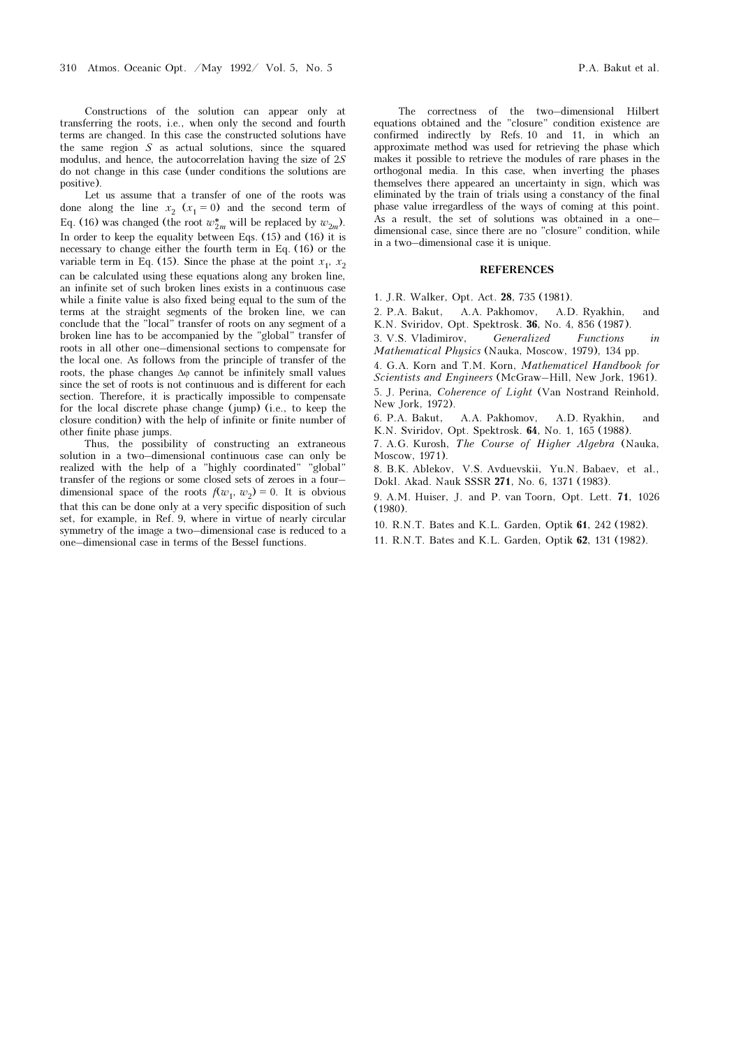Constructions of the solution can appear only at transferring the roots, i.e., when only the second and fourth terms are changed. In this case the constructed solutions have the same region $S$ as actual solutions, since the squared modulus, and hence, the autocorrelation having the size of $2S$ do not change in this case (under conditions the solutions are positive).

Let us assume that a transfer of one of the roots was done along the line $x_2$ ($x_1 = 0$) and the second term of Eq. (16) was changed (the root $w^*_{2m}$ will be replaced by $w_{2m}$). In order to keep the equality between Eqs. (15) and (16) it is necessary to change either the fourth term in Eq. (16) or the variable term in Eq. (15). Since the phase at the point $x_1$, $x_2$ can be calculated using these equations along any broken line, an infinite set of such broken lines exists in a continuous case while a finite value is also fixed being equal to the sum of the terms at the straight segments of the broken line, we can conclude that the "local" transfer of roots on any segment of a broken line has to be accompanied by the "global" transfer of roots in all other one–dimensional sections to compensate for the local one. As follows from the principle of transfer of the roots, the phase changes $\Delta\varphi$ cannot be infinitely small values since the set of roots is not continuous and is different for each section. Therefore, it is practically impossible to compensate for the local discrete phase change (jump) (i.e., to keep the closure condition) with the help of infinite or finite number of other finite phase jumps.

Thus, the possibility of constructing an extraneous solution in a two–dimensional continuous case can only be realized with the help of a "highly coordinated" "global" transfer of the regions or some closed sets of zeroes in a four–dimensional space of the roots $f(w_1, w_2) = 0$. It is obvious that this can be done only at a very specific disposition of such set, for example, in Ref. 9, where in virtue of nearly circular symmetry of the image a two–dimensional case is reduced to a one–dimensional case in terms of the Bessel functions.

The correctness of the two–dimensional Hilbert equations obtained and the "closure" condition existence are confirmed indirectly by Refs. 10 and 11, in which an approximate method was used for retrieving the phase which makes it possible to retrieve the modules of rare phases in the orthogonal media. In this case, when inverting the phases themselves there appeared an uncertainty in sign, which was eliminated by the train of trials using a constancy of the final phase value irregardless of the ways of coming at this point. As a result, the set of solutions was obtained in a one–dimensional case, since there are no "closure" condition, while in a two–dimensional case it is unique.

## REFERENCES

1. J.R. Walker, Opt. Act. **28**, 735 (1981).
2. P.A. Bakut, A.A. Pakhomov, A.D. Ryakhin, and K.N. Sviridov, Opt. Spektrosk. **36**, No. 4, 856 (1987).
3. V.S. Vladimirov, *Generalized Functions in Mathematical Physics* (Nauka, Moscow, 1979), 134 pp.
4. G.A. Korn and T.M. Korn, *Mathematicel Handbook for Scientists and Engineers* (McGraw–Hill, New Jork, 1961).
5. J. Perina, *Coherence of Light* (Van Nostrand Reinhold, New Jork, 1972).
6. P.A. Bakut, A.A. Pakhomov, A.D. Ryakhin, and K.N. Sviridov, Opt. Spektrosk. **64**, No. 1, 165 (1988).
7. A.G. Kurosh, *The Course of Higher Algebra* (Nauka, Moscow, 1971).
8. B.K. Ablekov, V.S. Avduevskii, Yu.N. Babaev, et al., Dokl. Akad. Nauk SSSR **271**, No. 6, 1371 (1983).
9. A.M. Huiser, J. and P. van Toorn, Opt. Lett. **71**, 1026 (1980).
10. R.N.T. Bates and K.L. Garden, Optik **61**, 242 (1982).
11. R.N.T. Bates and K.L. Garden, Optik **62**, 131 (1982).